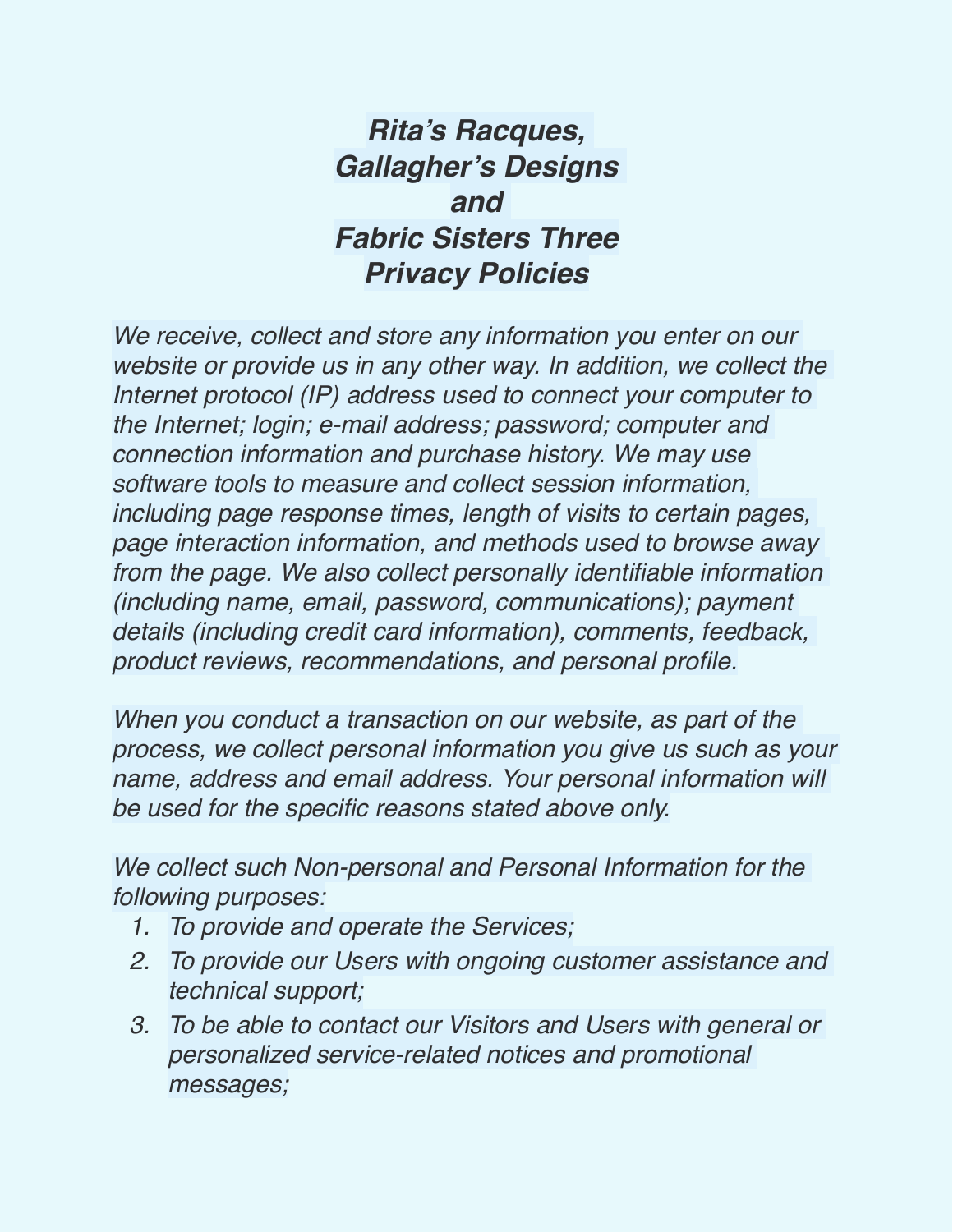# *Rita's Racques, Gallagher's Designs and Fabric Sisters Three Privacy Policies*

*We receive, collect and store any information you enter on our website or provide us in any other way. In addition, we collect the Internet protocol (IP) address used to connect your computer to the Internet; login; e-mail address; password; computer and connection information and purchase history. We may use software tools to measure and collect session information, including page response times, length of visits to certain pages, page interaction information, and methods used to browse away from the page. We also collect personally identifiable information (including name, email, password, communications); payment details (including credit card information), comments, feedback, product reviews, recommendations, and personal profile.*

*When you conduct a transaction on our website, as part of the process, we collect personal information you give us such as your name, address and email address. Your personal information will be used for the specific reasons stated above only.*

*We collect such Non-personal and Personal Information for the following purposes:*

1. *To provide and operate the Services;*
2. *To provide our Users with ongoing customer assistance and technical support;*
3. *To be able to contact our Visitors and Users with general or personalized service-related notices and promotional messages;*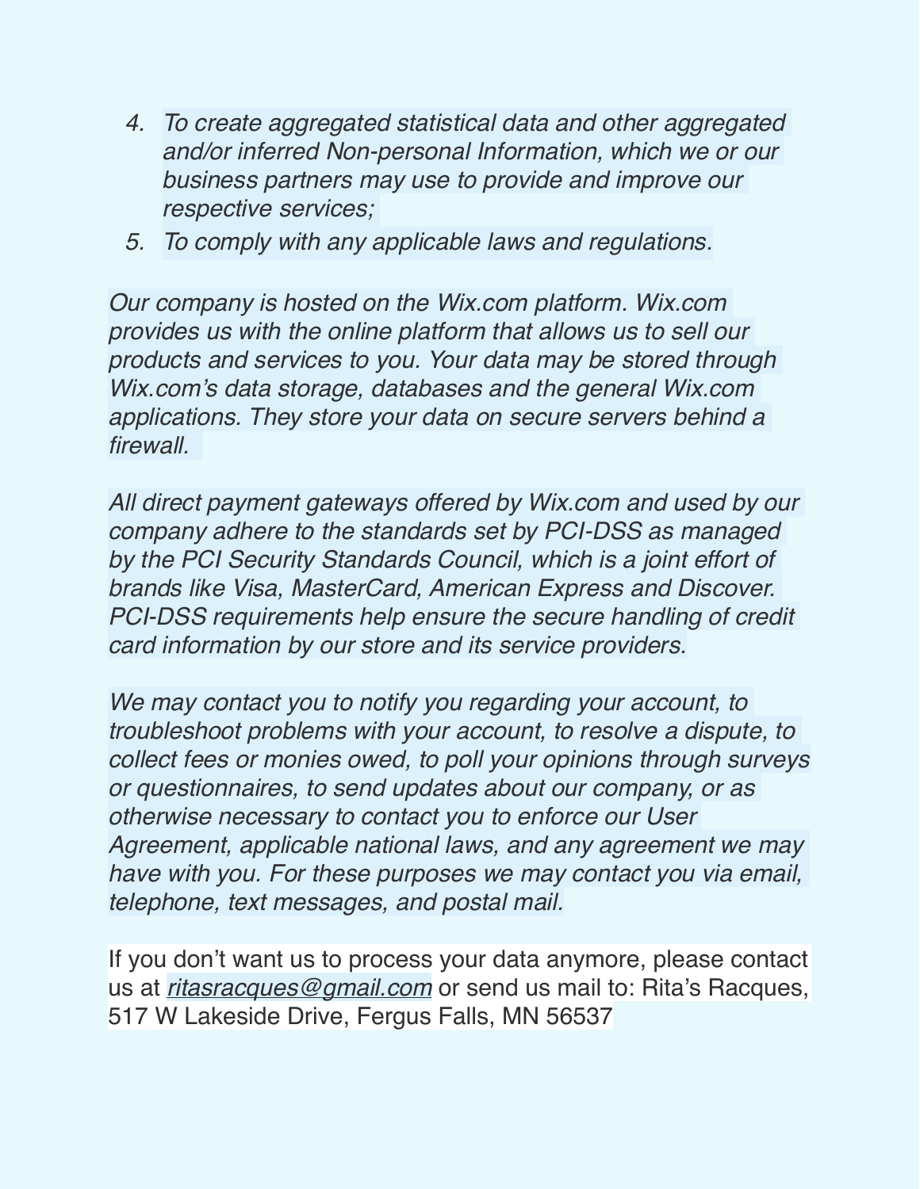4. *To create aggregated statistical data and other aggregated and/or inferred Non-personal Information, which we or our business partners may use to provide and improve our respective services;*
5. *To comply with any applicable laws and regulations.*

*Our company is hosted on the Wix.com platform. Wix.com provides us with the online platform that allows us to sell our products and services to you. Your data may be stored through Wix.com's data storage, databases and the general Wix.com applications. They store your data on secure servers behind a firewall.*

*All direct payment gateways offered by Wix.com and used by our company adhere to the standards set by PCI-DSS as managed by the PCI Security Standards Council, which is a joint effort of brands like Visa, MasterCard, American Express and Discover. PCI-DSS requirements help ensure the secure handling of credit card information by our store and its service providers.*

*We may contact you to notify you regarding your account, to troubleshoot problems with your account, to resolve a dispute, to collect fees or monies owed, to poll your opinions through surveys or questionnaires, to send updates about our company, or as otherwise necessary to contact you to enforce our User Agreement, applicable national laws, and any agreement we may have with you. For these purposes we may contact you via email, telephone, text messages, and postal mail.*

If you don't want us to process your data anymore, please contact us at *ritasracques@gmail.com* or send us mail to: Rita's Racques, 517 W Lakeside Drive, Fergus Falls, MN 56537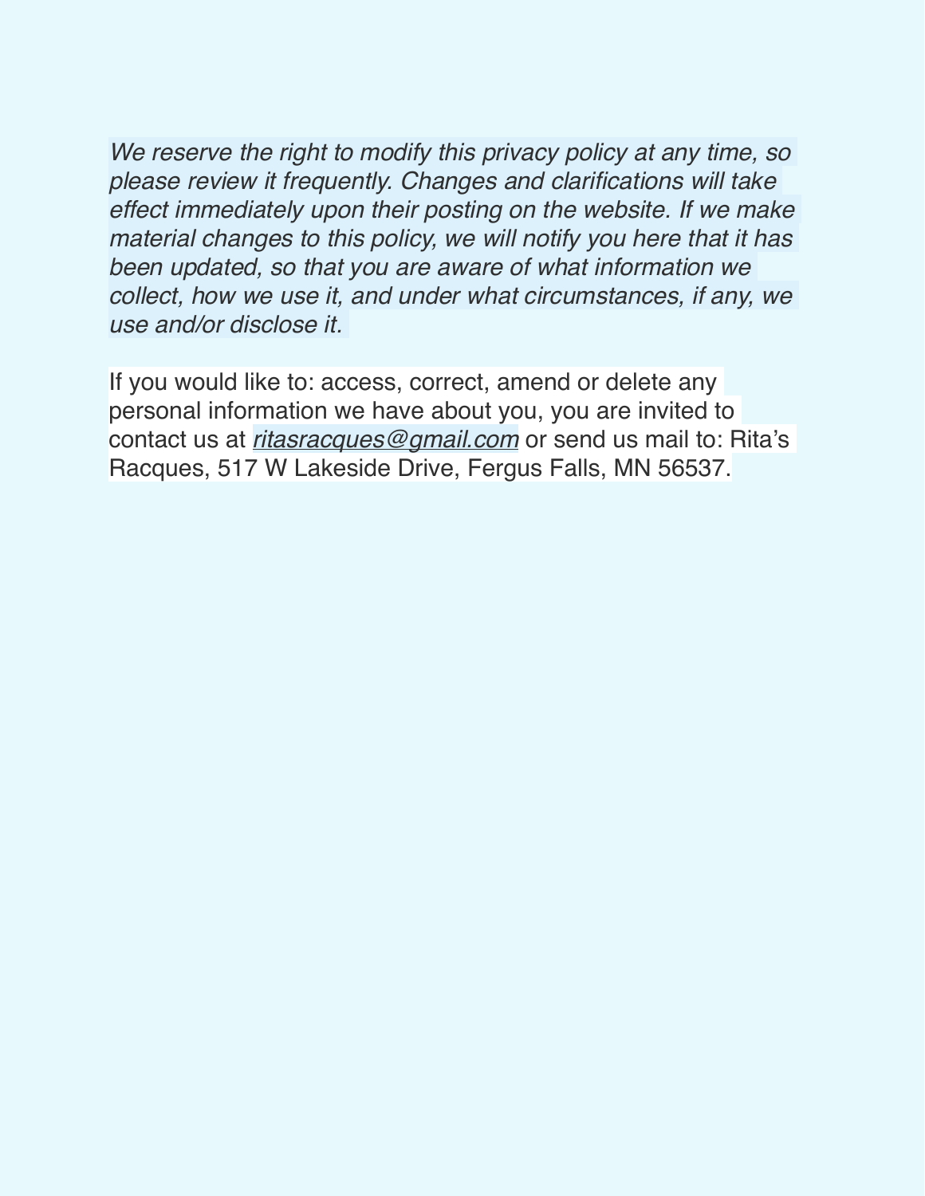*We reserve the right to modify this privacy policy at any time, so please review it frequently. Changes and clarifications will take effect immediately upon their posting on the website. If we make material changes to this policy, we will notify you here that it has been updated, so that you are aware of what information we collect, how we use it, and under what circumstances, if any, we use and/or disclose it.*

If you would like to: access, correct, amend or delete any personal information we have about you, you are invited to contact us at *ritasracques@gmail.com* or send us mail to: Rita's Racques, 517 W Lakeside Drive, Fergus Falls, MN 56537.